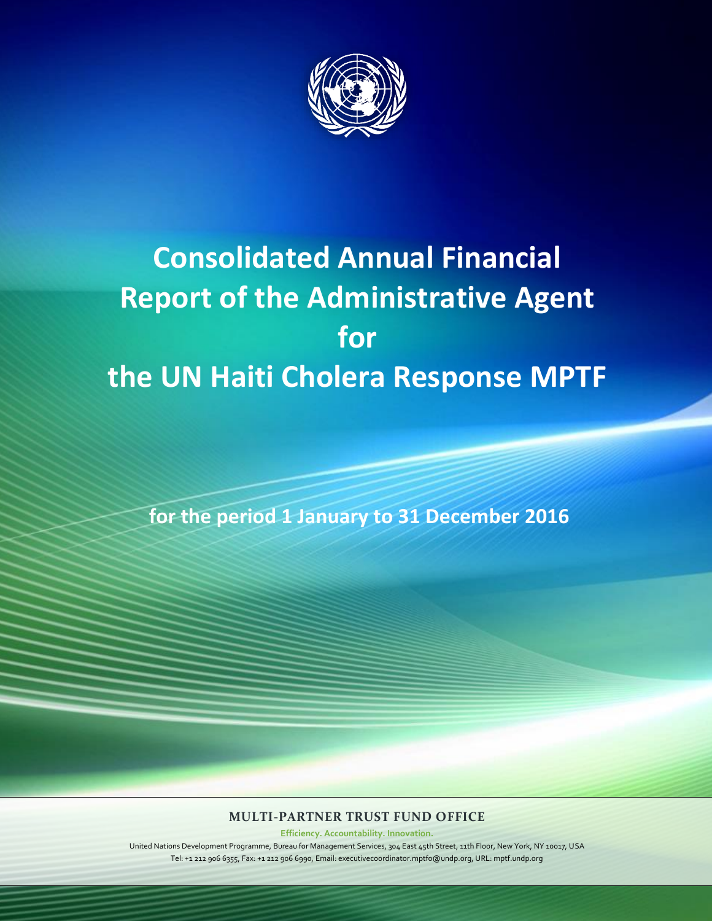# Consolidated Annual Financial Report of the Administrative Agent for the UN Haiti Cholera Response MPTF

**for the period 1 January to 31 December 2016**

**MULTI-PARTNER TRUST FUND OFFICE**

**Efficiency. Accountability. Innovation.**

United Nations Development Programme, Bureau for Management Services, 304 East 45th Street, 11th Floor, New York, NY 10017, USA

Tel: +1 212 906 6355, Fax: +1 212 906 6990, Email: executivecoordinator.mptfo@undp.org, URL: mptf.undp.org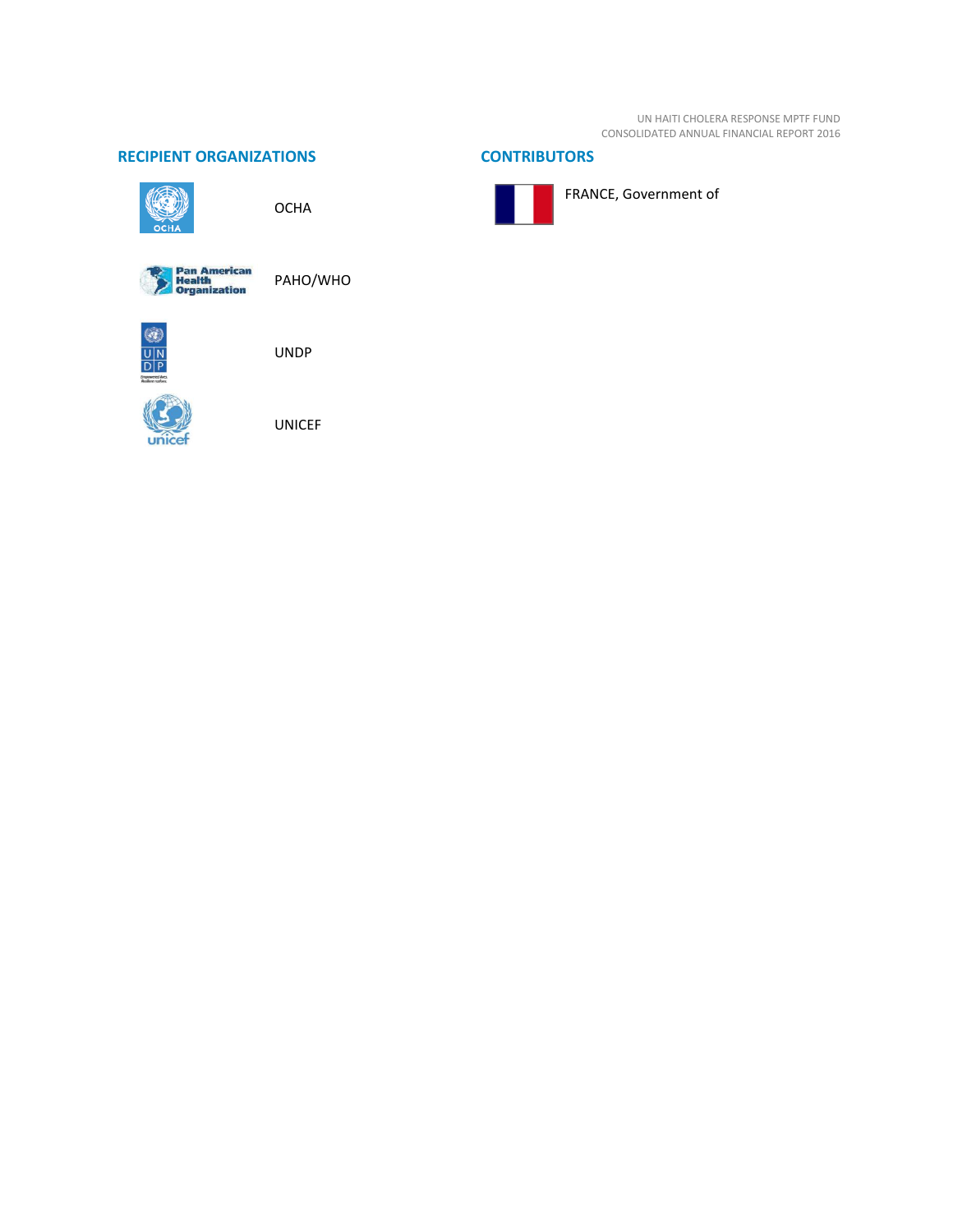## RECIPIENT ORGANIZATIONS

OCHA

PAHO/WHO

UNDP

UNICEF

## CONTRIBUTORS

FRANCE, Government of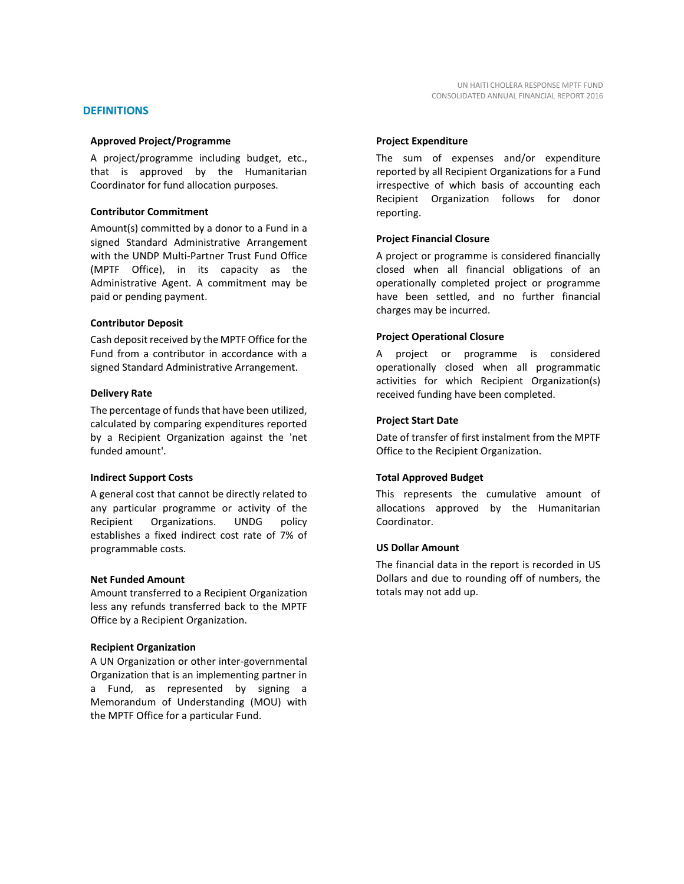## DEFINITIONS

### Approved Project/Programme

A project/programme including budget, etc., that is approved by the Humanitarian Coordinator for fund allocation purposes.

### Contributor Commitment

Amount(s) committed by a donor to a Fund in a signed Standard Administrative Arrangement with the UNDP Multi-Partner Trust Fund Office (MPTF Office), in its capacity as the Administrative Agent. A commitment may be paid or pending payment.

### Contributor Deposit

Cash deposit received by the MPTF Office for the Fund from a contributor in accordance with a signed Standard Administrative Arrangement.

### Delivery Rate

The percentage of funds that have been utilized, calculated by comparing expenditures reported by a Recipient Organization against the 'net funded amount'.

### Indirect Support Costs

A general cost that cannot be directly related to any particular programme or activity of the Recipient Organizations. UNDG policy establishes a fixed indirect cost rate of 7% of programmable costs.

### Net Funded Amount

Amount transferred to a Recipient Organization less any refunds transferred back to the MPTF Office by a Recipient Organization.

### Recipient Organization

A UN Organization or other inter-governmental Organization that is an implementing partner in a Fund, as represented by signing a Memorandum of Understanding (MOU) with the MPTF Office for a particular Fund.

### Project Expenditure

The sum of expenses and/or expenditure reported by all Recipient Organizations for a Fund irrespective of which basis of accounting each Recipient Organization follows for donor reporting.

### Project Financial Closure

A project or programme is considered financially closed when all financial obligations of an operationally completed project or programme have been settled, and no further financial charges may be incurred.

### Project Operational Closure

A project or programme is considered operationally closed when all programmatic activities for which Recipient Organization(s) received funding have been completed.

### Project Start Date

Date of transfer of first instalment from the MPTF Office to the Recipient Organization.

### Total Approved Budget

This represents the cumulative amount of allocations approved by the Humanitarian Coordinator.

### US Dollar Amount

The financial data in the report is recorded in US Dollars and due to rounding off of numbers, the totals may not add up.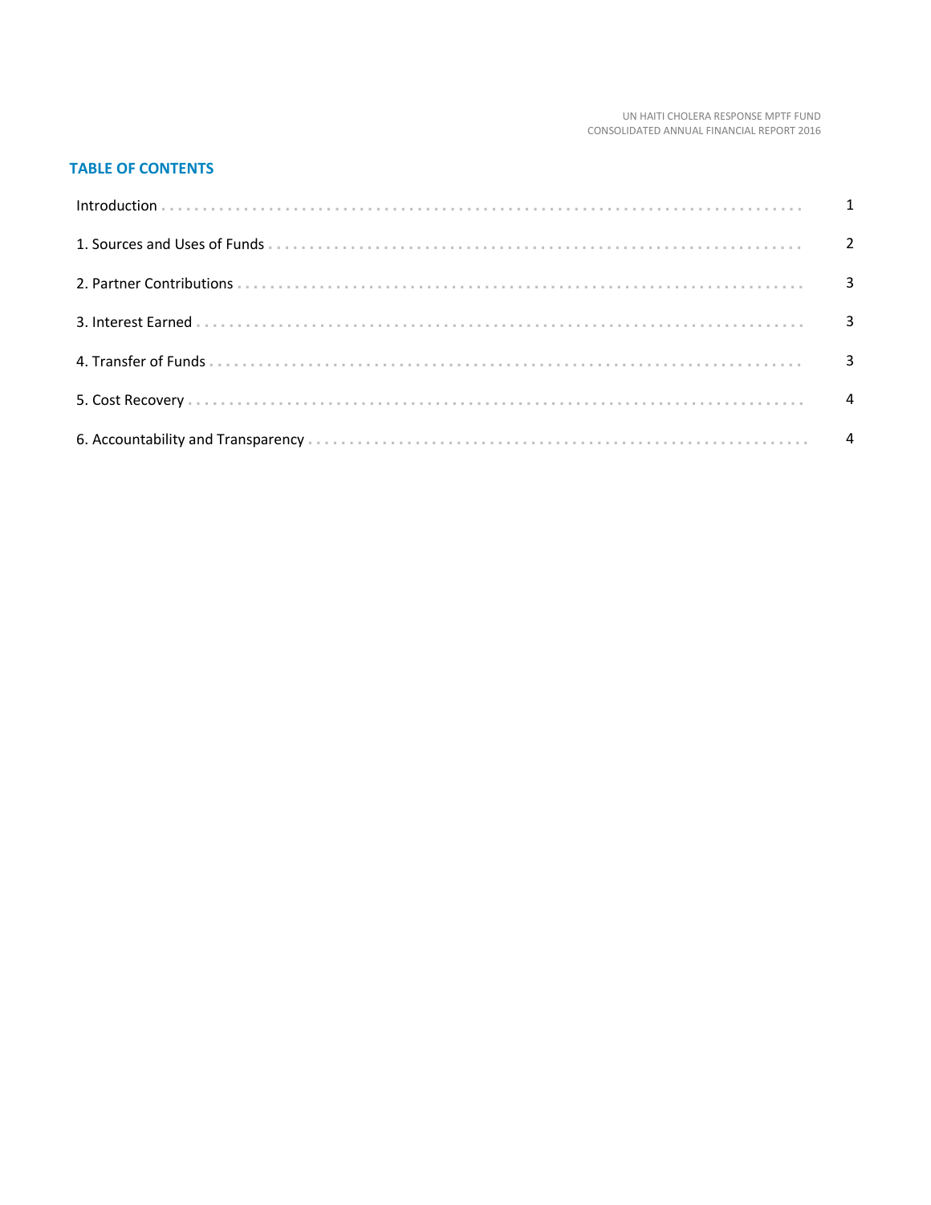## TABLE OF CONTENTS

| | |
|---|---|
| Introduction | 1 |
| 1. Sources and Uses of Funds | 2 |
| 2. Partner Contributions | 3 |
| 3. Interest Earned | 3 |
| 4. Transfer of Funds | 3 |
| 5. Cost Recovery | 4 |
| 6. Accountability and Transparency | 4 |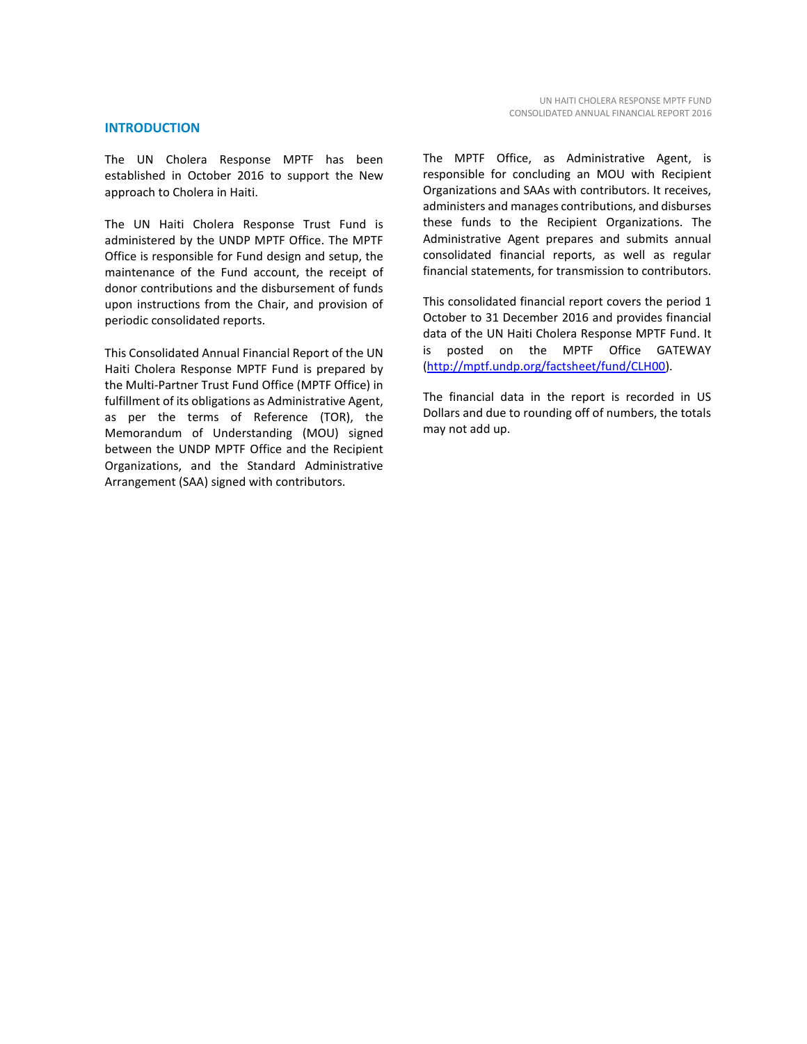## INTRODUCTION

The UN Cholera Response MPTF has been established in October 2016 to support the New approach to Cholera in Haiti.

The UN Haiti Cholera Response Trust Fund is administered by the UNDP MPTF Office. The MPTF Office is responsible for Fund design and setup, the maintenance of the Fund account, the receipt of donor contributions and the disbursement of funds upon instructions from the Chair, and provision of periodic consolidated reports.

This Consolidated Annual Financial Report of the UN Haiti Cholera Response MPTF Fund is prepared by the Multi-Partner Trust Fund Office (MPTF Office) in fulfillment of its obligations as Administrative Agent, as per the terms of Reference (TOR), the Memorandum of Understanding (MOU) signed between the UNDP MPTF Office and the Recipient Organizations, and the Standard Administrative Arrangement (SAA) signed with contributors.

The MPTF Office, as Administrative Agent, is responsible for concluding an MOU with Recipient Organizations and SAAs with contributors. It receives, administers and manages contributions, and disburses these funds to the Recipient Organizations. The Administrative Agent prepares and submits annual consolidated financial reports, as well as regular financial statements, for transmission to contributors.

This consolidated financial report covers the period 1 October to 31 December 2016 and provides financial data of the UN Haiti Cholera Response MPTF Fund. It is posted on the MPTF Office GATEWAY ([http://mptf.undp.org/factsheet/fund/CLH00](http://mptf.undp.org/factsheet/fund/CLH00)).

The financial data in the report is recorded in US Dollars and due to rounding off of numbers, the totals may not add up.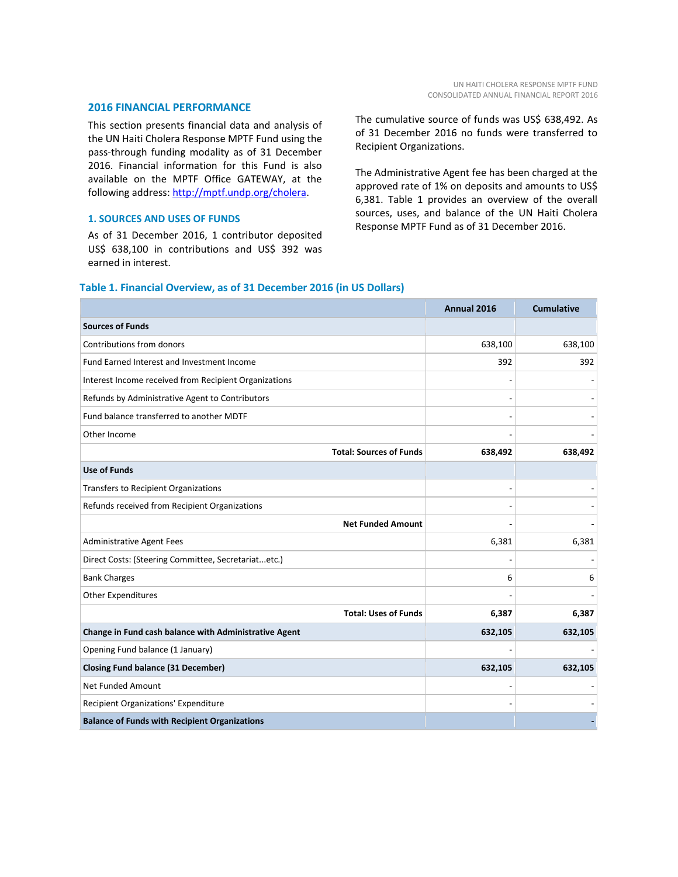## 2016 FINANCIAL PERFORMANCE

This section presents financial data and analysis of the UN Haiti Cholera Response MPTF Fund using the pass-through funding modality as of 31 December 2016. Financial information for this Fund is also available on the MPTF Office GATEWAY, at the following address: http://mptf.undp.org/cholera.

### 1. SOURCES AND USES OF FUNDS

As of 31 December 2016, 1 contributor deposited US$ 638,100 in contributions and US$ 392 was earned in interest.

The cumulative source of funds was US$ 638,492. As of 31 December 2016 no funds were transferred to Recipient Organizations.

The Administrative Agent fee has been charged at the approved rate of 1% on deposits and amounts to US$ 6,381. Table 1 provides an overview of the overall sources, uses, and balance of the UN Haiti Cholera Response MPTF Fund as of 31 December 2016.

**Table 1. Financial Overview, as of 31 December 2016 (in US Dollars)**

| | Annual 2016 | Cumulative |
|---|---:|---:|
| **Sources of Funds** | | |
| Contributions from donors | 638,100 | 638,100 |
| Fund Earned Interest and Investment Income | 392 | 392 |
| Interest Income received from Recipient Organizations | - | - |
| Refunds by Administrative Agent to Contributors | - | - |
| Fund balance transferred to another MDTF | - | - |
| Other Income | - | - |
| **Total: Sources of Funds** | **638,492** | **638,492** |
| **Use of Funds** | | |
| Transfers to Recipient Organizations | - | - |
| Refunds received from Recipient Organizations | - | - |
| **Net Funded Amount** | **-** | **-** |
| Administrative Agent Fees | 6,381 | 6,381 |
| Direct Costs: (Steering Committee, Secretariat...etc.) | - | - |
| Bank Charges | 6 | 6 |
| Other Expenditures | - | - |
| **Total: Uses of Funds** | **6,387** | **6,387** |
| **Change in Fund cash balance with Administrative Agent** | **632,105** | **632,105** |
| Opening Fund balance (1 January) | - | - |
| **Closing Fund balance (31 December)** | **632,105** | **632,105** |
| Net Funded Amount | - | - |
| Recipient Organizations' Expenditure | - | - |
| **Balance of Funds with Recipient Organizations** | | **-** |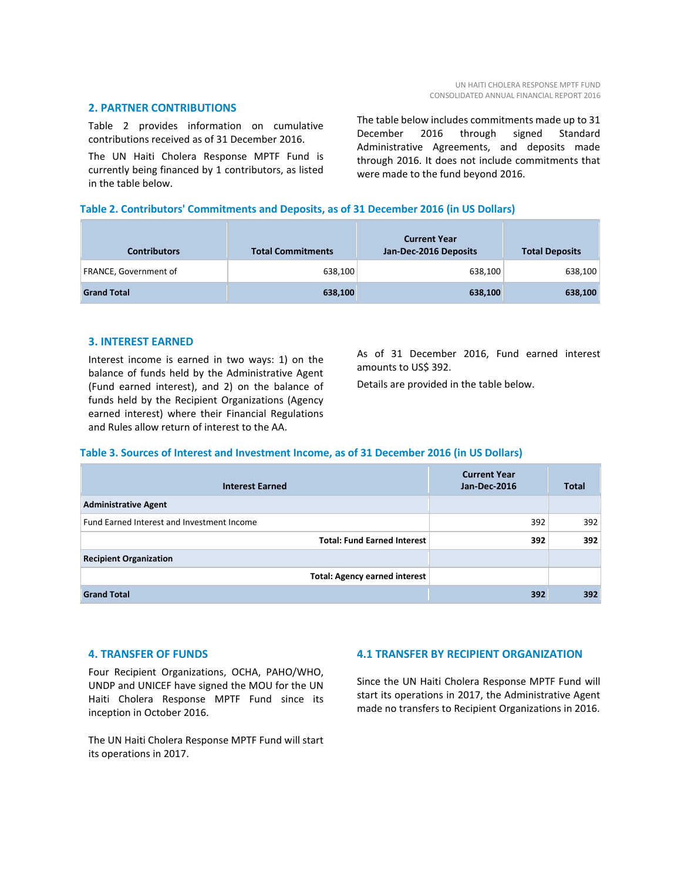## 2. PARTNER CONTRIBUTIONS

Table 2 provides information on cumulative contributions received as of 31 December 2016.

The UN Haiti Cholera Response MPTF Fund is currently being financed by 1 contributors, as listed in the table below.

The table below includes commitments made up to 31 December 2016 through signed Standard Administrative Agreements, and deposits made through 2016. It does not include commitments that were made to the fund beyond 2016.

**Table 2. Contributors' Commitments and Deposits, as of 31 December 2016 (in US Dollars)**

| Contributors | Total Commitments | Current Year Jan-Dec-2016 Deposits | Total Deposits |
|---|---|---|---|
| FRANCE, Government of | 638,100 | 638,100 | 638,100 |
| **Grand Total** | **638,100** | **638,100** | **638,100** |

## 3. INTEREST EARNED

Interest income is earned in two ways: 1) on the balance of funds held by the Administrative Agent (Fund earned interest), and 2) on the balance of funds held by the Recipient Organizations (Agency earned interest) where their Financial Regulations and Rules allow return of interest to the AA.

As of 31 December 2016, Fund earned interest amounts to US$ 392.

Details are provided in the table below.

**Table 3. Sources of Interest and Investment Income, as of 31 December 2016 (in US Dollars)**

| Interest Earned | Current Year Jan-Dec-2016 | Total |
|---|---|---|
| **Administrative Agent** | | |
| Fund Earned Interest and Investment Income | 392 | 392 |
| **Total: Fund Earned Interest** | **392** | **392** |
| **Recipient Organization** | | |
| **Total: Agency earned interest** | | |
| **Grand Total** | **392** | **392** |

## 4. TRANSFER OF FUNDS

Four Recipient Organizations, OCHA, PAHO/WHO, UNDP and UNICEF have signed the MOU for the UN Haiti Cholera Response MPTF Fund since its inception in October 2016.

The UN Haiti Cholera Response MPTF Fund will start its operations in 2017.

## 4.1 TRANSFER BY RECIPIENT ORGANIZATION

Since the UN Haiti Cholera Response MPTF Fund will start its operations in 2017, the Administrative Agent made no transfers to Recipient Organizations in 2016.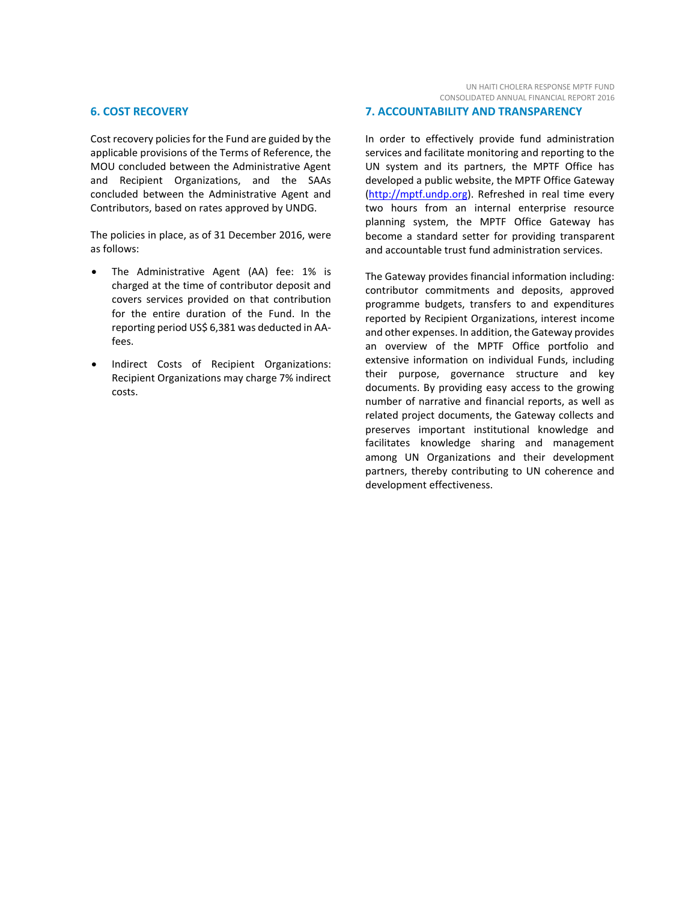## 6. COST RECOVERY

Cost recovery policies for the Fund are guided by the applicable provisions of the Terms of Reference, the MOU concluded between the Administrative Agent and Recipient Organizations, and the SAAs concluded between the Administrative Agent and Contributors, based on rates approved by UNDG.

The policies in place, as of 31 December 2016, were as follows:

- The Administrative Agent (AA) fee: 1% is charged at the time of contributor deposit and covers services provided on that contribution for the entire duration of the Fund. In the reporting period US$ 6,381 was deducted in AA-fees.
- Indirect Costs of Recipient Organizations: Recipient Organizations may charge 7% indirect costs.

## 7. ACCOUNTABILITY AND TRANSPARENCY

In order to effectively provide fund administration services and facilitate monitoring and reporting to the UN system and its partners, the MPTF Office has developed a public website, the MPTF Office Gateway (http://mptf.undp.org). Refreshed in real time every two hours from an internal enterprise resource planning system, the MPTF Office Gateway has become a standard setter for providing transparent and accountable trust fund administration services.

The Gateway provides financial information including: contributor commitments and deposits, approved programme budgets, transfers to and expenditures reported by Recipient Organizations, interest income and other expenses. In addition, the Gateway provides an overview of the MPTF Office portfolio and extensive information on individual Funds, including their purpose, governance structure and key documents. By providing easy access to the growing number of narrative and financial reports, as well as related project documents, the Gateway collects and preserves important institutional knowledge and facilitates knowledge sharing and management among UN Organizations and their development partners, thereby contributing to UN coherence and development effectiveness.